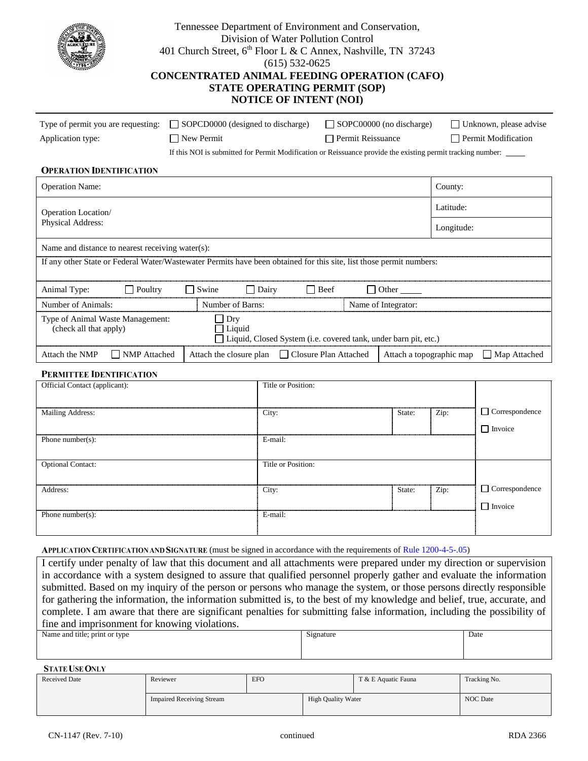Tennessee Department of Environment and Conservation,
Division of Water Pollution Control
401 Church Street, 6th Floor L & C Annex, Nashville, TN 37243
(615) 532-0625

# CONCENTRATED ANIMAL FEEDING OPERATION (CAFO) STATE OPERATING PERMIT (SOP) NOTICE OF INTENT (NOI)

Type of permit you are requesting: ☐ SOPCD0000 (designed to discharge) ☐ SOPC00000 (no discharge) ☐ Unknown, please advise

Application type: ☐ New Permit ☐ Permit Reissuance ☐ Permit Modification

If this NOI is submitted for Permit Modification or Reissuance provide the existing permit tracking number: _____

## OPERATION IDENTIFICATION

| Operation Name: | County: |
|---|---|
| Operation Location/ Physical Address: | Latitude: |
| | Longitude: |

Name and distance to nearest receiving water(s):

If any other State or Federal Water/Wastewater Permits have been obtained for this site, list those permit numbers:

Animal Type: ☐ Poultry ☐ Swine ☐ Dairy ☐ Beef ☐ Other _____

| Number of Animals: | Number of Barns: | Name of Integrator: |
|---|---|---|

Type of Animal Waste Management: (check all that apply)
☐ Dry
☐ Liquid
☐ Liquid, Closed System (i.e. covered tank, under barn pit, etc.)

| Attach the NMP ☐ NMP Attached | Attach the closure plan ☐ Closure Plan Attached | Attach a topographic map ☐ Map Attached |
|---|---|---|

## PERMITTEE IDENTIFICATION

| Official Contact (applicant): | Title or Position: | | | |
|---|---|---|---|---|
| Mailing Address: | City: | State: | Zip: | ☐ Correspondence ☐ Invoice |
| Phone number(s): | E-mail: | | | |
| Optional Contact: | Title or Position: | | | |
| Address: | City: | State: | Zip: | ☐ Correspondence ☐ Invoice |
| Phone number(s): | E-mail: | | | |

## APPLICATION CERTIFICATION AND SIGNATURE (must be signed in accordance with the requirements of Rule 1200-4-5-.05)

I certify under penalty of law that this document and all attachments were prepared under my direction or supervision in accordance with a system designed to assure that qualified personnel properly gather and evaluate the information submitted. Based on my inquiry of the person or persons who manage the system, or those persons directly responsible for gathering the information, the information submitted is, to the best of my knowledge and belief, true, accurate, and complete. I am aware that there are significant penalties for submitting false information, including the possibility of fine and imprisonment for knowing violations.

| Name and title; print or type | Signature | Date |
|---|---|---|
| | | |

## STATE USE ONLY

| Received Date | Reviewer | EFO | T & E Aquatic Fauna | Tracking No. |
|---|---|---|---|---|
| | Impaired Receiving Stream | | High Quality Water | NOC Date |

CN-1147 (Rev. 7-10) continued RDA 2366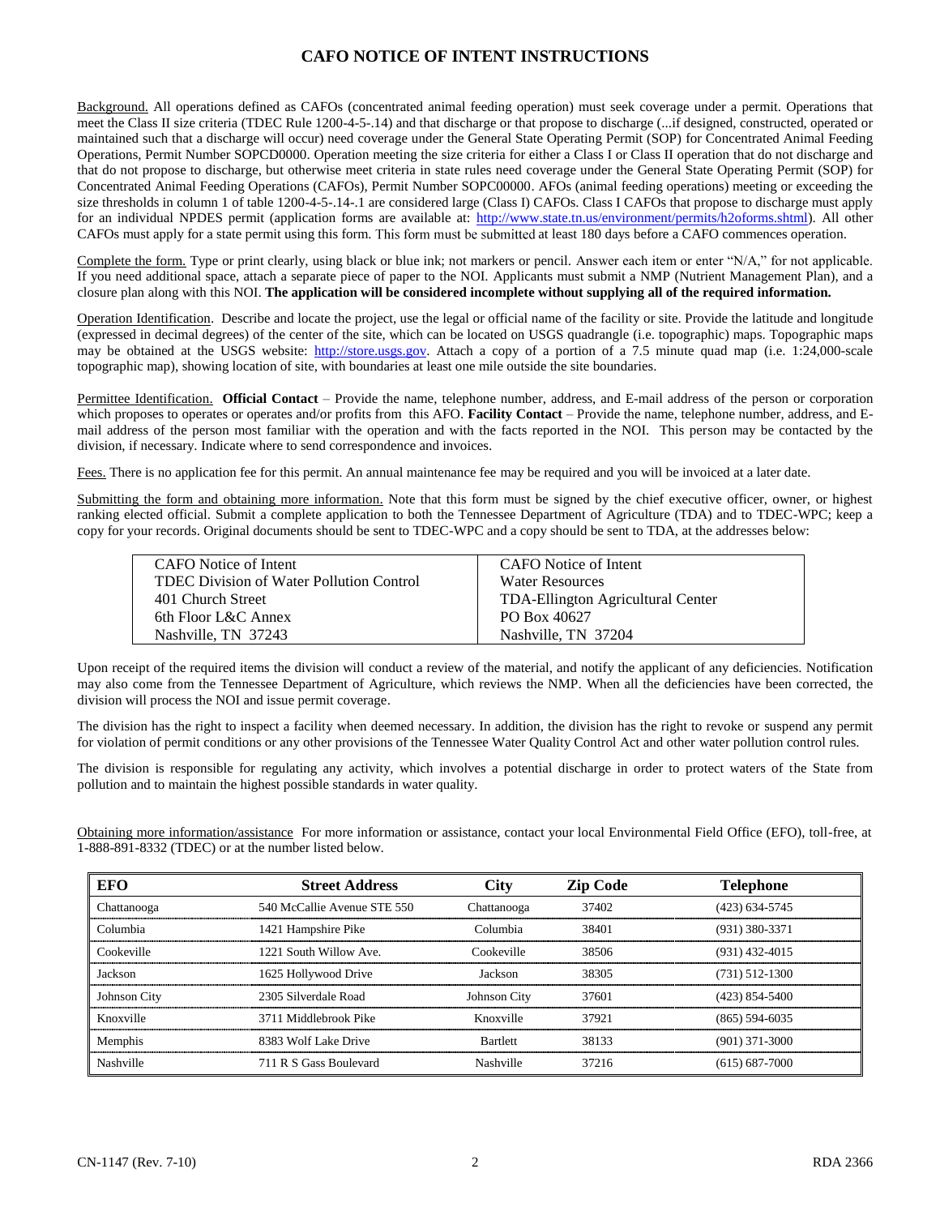# CAFO NOTICE OF INTENT INSTRUCTIONS

Background. All operations defined as CAFOs (concentrated animal feeding operation) must seek coverage under a permit. Operations that meet the Class II size criteria (TDEC Rule 1200-4-5-.14) and that discharge or that propose to discharge (...if designed, constructed, operated or maintained such that a discharge will occur) need coverage under the General State Operating Permit (SOP) for Concentrated Animal Feeding Operations, Permit Number SOPCD0000. Operation meeting the size criteria for either a Class I or Class II operation that do not discharge and that do not propose to discharge, but otherwise meet criteria in state rules need coverage under the General State Operating Permit (SOP) for Concentrated Animal Feeding Operations (CAFOs), Permit Number SOPC00000. AFOs (animal feeding operations) meeting or exceeding the size thresholds in column 1 of table 1200-4-5-.14-.1 are considered large (Class I) CAFOs. Class I CAFOs that propose to discharge must apply for an individual NPDES permit (application forms are available at: http://www.state.tn.us/environment/permits/h2oforms.shtml). All other CAFOs must apply for a state permit using this form. This form must be submitted at least 180 days before a CAFO commences operation.

Complete the form. Type or print clearly, using black or blue ink; not markers or pencil. Answer each item or enter "N/A," for not applicable. If you need additional space, attach a separate piece of paper to the NOI. Applicants must submit a NMP (Nutrient Management Plan), and a closure plan along with this NOI. **The application will be considered incomplete without supplying all of the required information.**

Operation Identification. Describe and locate the project, use the legal or official name of the facility or site. Provide the latitude and longitude (expressed in decimal degrees) of the center of the site, which can be located on USGS quadrangle (i.e. topographic) maps. Topographic maps may be obtained at the USGS website: http://store.usgs.gov. Attach a copy of a portion of a 7.5 minute quad map (i.e. 1:24,000-scale topographic map), showing location of site, with boundaries at least one mile outside the site boundaries.

Permittee Identification. **Official Contact** – Provide the name, telephone number, address, and E-mail address of the person or corporation which proposes to operates or operates and/or profits from this AFO. **Facility Contact** – Provide the name, telephone number, address, and E-mail address of the person most familiar with the operation and with the facts reported in the NOI. This person may be contacted by the division, if necessary. Indicate where to send correspondence and invoices.

Fees. There is no application fee for this permit. An annual maintenance fee may be required and you will be invoiced at a later date.

Submitting the form and obtaining more information. Note that this form must be signed by the chief executive officer, owner, or highest ranking elected official. Submit a complete application to both the Tennessee Department of Agriculture (TDA) and to TDEC-WPC; keep a copy for your records. Original documents should be sent to TDEC-WPC and a copy should be sent to TDA, at the addresses below:

| | |
|---|---|
| CAFO Notice of Intent<br>TDEC Division of Water Pollution Control<br>401 Church Street<br>6th Floor L&C Annex<br>Nashville, TN 37243 | CAFO Notice of Intent<br>Water Resources<br>TDA-Ellington Agricultural Center<br>PO Box 40627<br>Nashville, TN 37204 |

Upon receipt of the required items the division will conduct a review of the material, and notify the applicant of any deficiencies. Notification may also come from the Tennessee Department of Agriculture, which reviews the NMP. When all the deficiencies have been corrected, the division will process the NOI and issue permit coverage.

The division has the right to inspect a facility when deemed necessary. In addition, the division has the right to revoke or suspend any permit for violation of permit conditions or any other provisions of the Tennessee Water Quality Control Act and other water pollution control rules.

The division is responsible for regulating any activity, which involves a potential discharge in order to protect waters of the State from pollution and to maintain the highest possible standards in water quality.

Obtaining more information/assistance For more information or assistance, contact your local Environmental Field Office (EFO), toll-free, at 1-888-891-8332 (TDEC) or at the number listed below.

| EFO | Street Address | City | Zip Code | Telephone |
|---|---|---|---|---|
| Chattanooga | 540 McCallie Avenue STE 550 | Chattanooga | 37402 | (423) 634-5745 |
| Columbia | 1421 Hampshire Pike | Columbia | 38401 | (931) 380-3371 |
| Cookeville | 1221 South Willow Ave. | Cookeville | 38506 | (931) 432-4015 |
| Jackson | 1625 Hollywood Drive | Jackson | 38305 | (731) 512-1300 |
| Johnson City | 2305 Silverdale Road | Johnson City | 37601 | (423) 854-5400 |
| Knoxville | 3711 Middlebrook Pike | Knoxville | 37921 | (865) 594-6035 |
| Memphis | 8383 Wolf Lake Drive | Bartlett | 38133 | (901) 371-3000 |
| Nashville | 711 R S Gass Boulevard | Nashville | 37216 | (615) 687-7000 |

CN-1147 (Rev. 7-10) RDA 2366